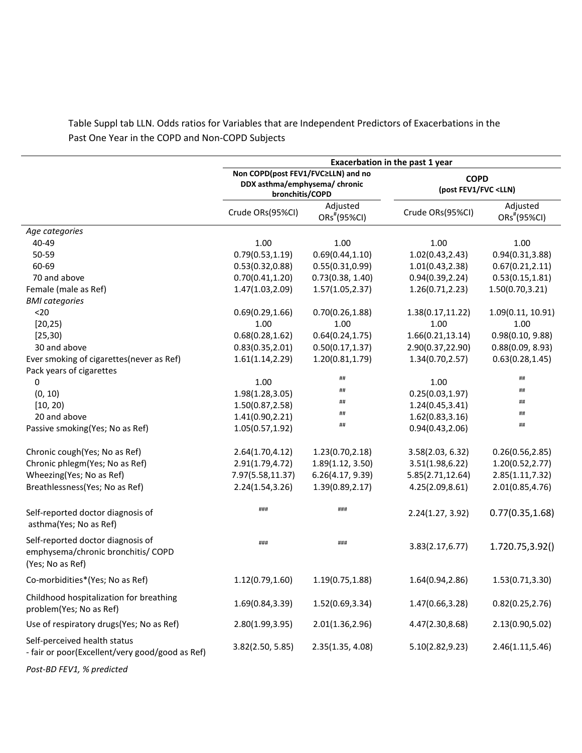Table Suppl tab LLN. Odds ratios for Variables that are Independent Predictors of Exacerbations in the Past One Year in the COPD and Non-COPD Subjects

| | Exacerbation in the past 1 year | | | |
|---|---|---|---|---|
| | Non COPD(post FEV1/FVC≥LLN) and no DDX asthma/emphysema/ chronic bronchitis/COPD | | COPD (post FEV1/FVC <LLN) | |
| | Crude ORs(95%CI) | Adjusted ORs#(95%CI) | Crude ORs(95%CI) | Adjusted ORs#(95%CI) |
| *Age categories* | | | | |
| 40-49 | 1.00 | 1.00 | 1.00 | 1.00 |
| 50-59 | 0.79(0.53,1.19) | 0.69(0.44,1.10) | 1.02(0.43,2.43) | 0.94(0.31,3.88) |
| 60-69 | 0.53(0.32,0.88) | 0.55(0.31,0.99) | 1.01(0.43,2.38) | 0.67(0.21,2.11) |
| 70 and above | 0.70(0.41,1.20) | 0.73(0.38, 1.40) | 0.94(0.39,2.24) | 0.53(0.15,1.81) |
| Female (male as Ref) | 1.47(1.03,2.09) | 1.57(1.05,2.37) | 1.26(0.71,2.23) | 1.50(0.70,3.21) |
| *BMI categories* | | | | |
| <20 | 0.69(0.29,1.66) | 0.70(0.26,1.88) | 1.38(0.17,11.22) | 1.09(0.11, 10.91) |
| [20,25) | 1.00 | 1.00 | 1.00 | 1.00 |
| [25,30) | 0.68(0.28,1.62) | 0.64(0.24,1.75) | 1.66(0.21,13.14) | 0.98(0.10, 9.88) |
| 30 and above | 0.83(0.35,2.01) | 0.50(0.17,1.37) | 2.90(0.37,22.90) | 0.88(0.09, 8.93) |
| Ever smoking of cigarettes(never as Ref) | 1.61(1.14,2.29) | 1.20(0.81,1.79) | 1.34(0.70,2.57) | 0.63(0.28,1.45) |
| Pack years of cigarettes | | | | |
| 0 | 1.00 | ## | 1.00 | ## |
| (0, 10) | 1.98(1.28,3.05) | ## | 0.25(0.03,1.97) | ## |
| [10, 20) | 1.50(0.87,2.58) | ## | 1.24(0.45,3.41) | ## |
| 20 and above | 1.41(0.90,2.21) | ## | 1.62(0.83,3.16) | ## |
| Passive smoking(Yes; No as Ref) | 1.05(0.57,1.92) | ## | 0.94(0.43,2.06) | ## |
| Chronic cough(Yes; No as Ref) | 2.64(1.70,4.12) | 1.23(0.70,2.18) | 3.58(2.03, 6.32) | 0.26(0.56,2.85) |
| Chronic phlegm(Yes; No as Ref) | 2.91(1.79,4.72) | 1.89(1.12, 3.50) | 3.51(1.98,6.22) | 1.20(0.52,2.77) |
| Wheezing(Yes; No as Ref) | 7.97(5.58,11.37) | 6.26(4.17, 9.39) | 5.85(2.71,12.64) | 2.85(1.11,7.32) |
| Breathlessness(Yes; No as Ref) | 2.24(1.54,3.26) | 1.39(0.89,2.17) | 4.25(2.09,8.61) | 2.01(0.85,4.76) |
| Self-reported doctor diagnosis of asthma(Yes; No as Ref) | ### | ### | 2.24(1.27, 3.92) | 0.77(0.35,1.68) |
| Self-reported doctor diagnosis of emphysema/chronic bronchitis/ COPD (Yes; No as Ref) | ### | ### | 3.83(2.17,6.77) | 1.720.75,3.92() |
| Co-morbidities*(Yes; No as Ref) | 1.12(0.79,1.60) | 1.19(0.75,1.88) | 1.64(0.94,2.86) | 1.53(0.71,3.30) |
| Childhood hospitalization for breathing problem(Yes; No as Ref) | 1.69(0.84,3.39) | 1.52(0.69,3.34) | 1.47(0.66,3.28) | 0.82(0.25,2.76) |
| Use of respiratory drugs(Yes; No as Ref) | 2.80(1.99,3.95) | 2.01(1.36,2.96) | 4.47(2.30,8.68) | 2.13(0.90,5.02) |
| Self-perceived health status - fair or poor(Excellent/very good/good as Ref) | 3.82(2.50, 5.85) | 2.35(1.35, 4.08) | 5.10(2.82,9.23) | 2.46(1.11,5.46) |
| *Post-BD FEV1, % predicted* | | | | |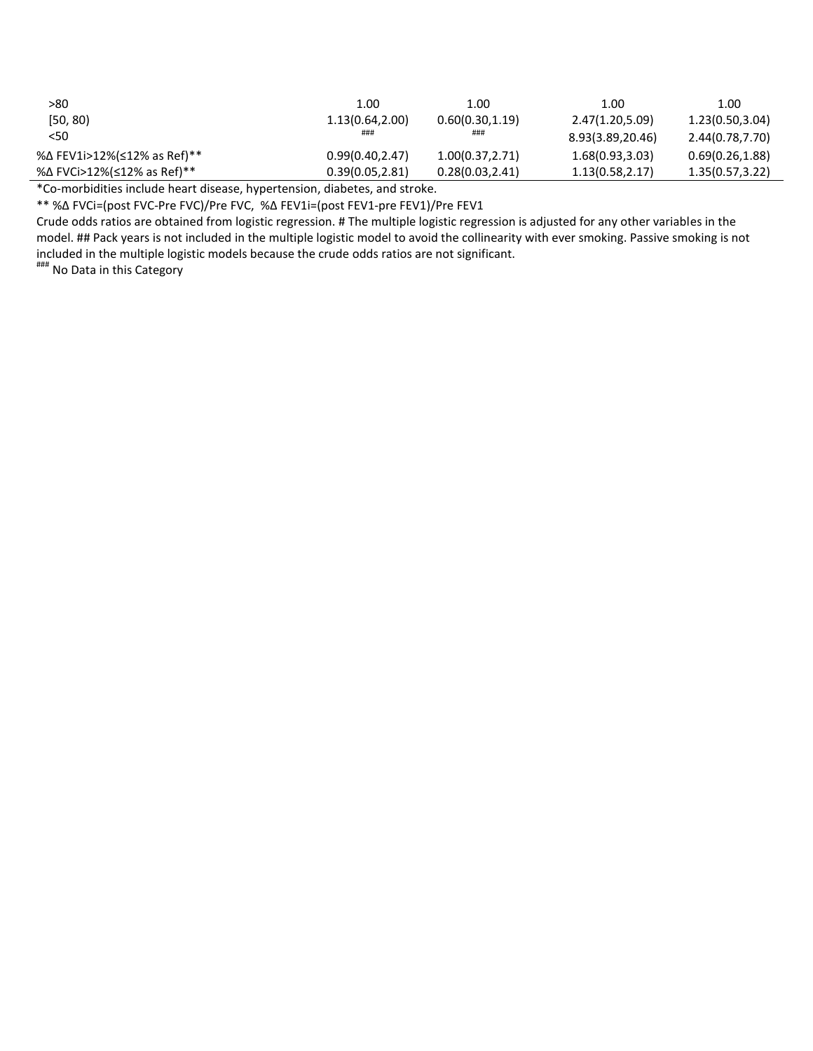| | | | | |
|---|---|---|---|---|
| >80 | 1.00 | 1.00 | 1.00 | 1.00 |
| [50, 80) | 1.13(0.64,2.00) | 0.60(0.30,1.19) | 2.47(1.20,5.09) | 1.23(0.50,3.04) |
| <50 | ### | ### | 8.93(3.89,20.46) | 2.44(0.78,7.70) |
| %Δ FEV1i>12%(≤12% as Ref)** | 0.99(0.40,2.47) | 1.00(0.37,2.71) | 1.68(0.93,3.03) | 0.69(0.26,1.88) |
| %Δ FVCi>12%(≤12% as Ref)** | 0.39(0.05,2.81) | 0.28(0.03,2.41) | 1.13(0.58,2.17) | 1.35(0.57,3.22) |

*Co-morbidities include heart disease, hypertension, diabetes, and stroke.

** %Δ FVCi=(post FVC-Pre FVC)/Pre FVC, %Δ FEV1i=(post FEV1-pre FEV1)/Pre FEV1

Crude odds ratios are obtained from logistic regression. # The multiple logistic regression is adjusted for any other variables in the model. ## Pack years is not included in the multiple logistic model to avoid the collinearity with ever smoking. Passive smoking is not included in the multiple logistic models because the crude odds ratios are not significant.

### No Data in this Category